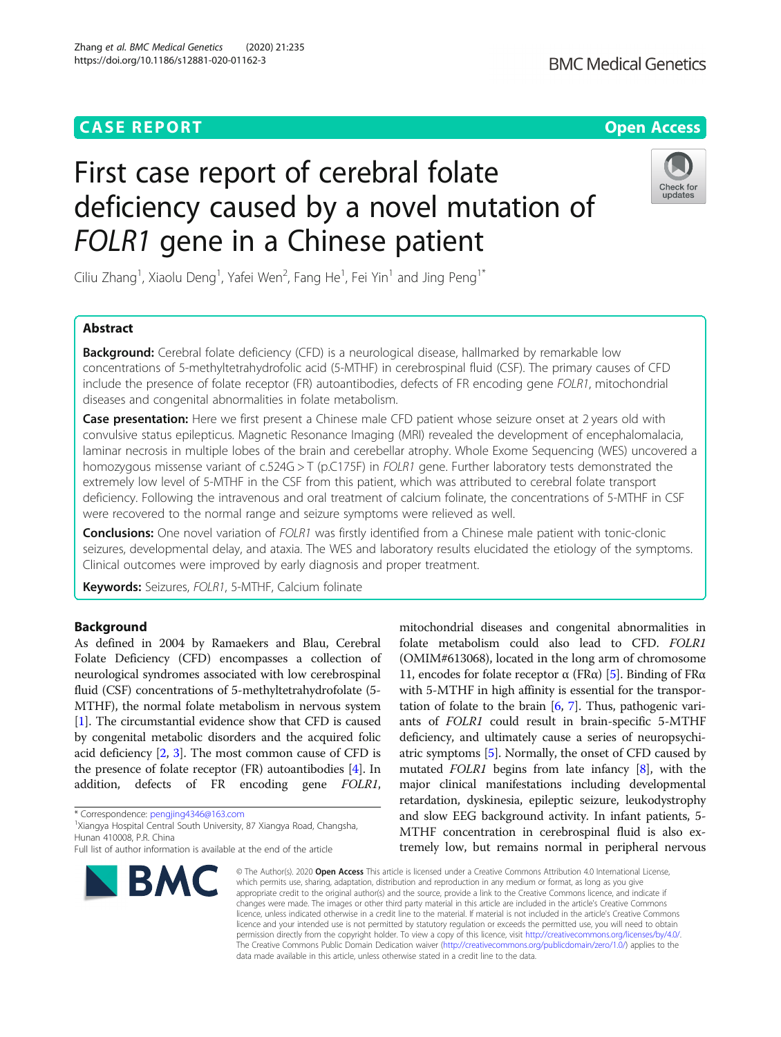CASE REPORT

Open Access

# First case report of cerebral folate deficiency caused by a novel mutation of *FOLR1* gene in a Chinese patient

Ciliu Zhang[1], Xiaolu Deng[1], Yafei Wen[2], Fang He[1], Fei Yin[1] and Jing Peng[1*]

## Abstract

**Background:** Cerebral folate deficiency (CFD) is a neurological disease, hallmarked by remarkable low concentrations of 5-methyltetrahydrofolic acid (5-MTHF) in cerebrospinal fluid (CSF). The primary causes of CFD include the presence of folate receptor (FR) autoantibodies, defects of FR encoding gene *FOLR1*, mitochondrial diseases and congenital abnormalities in folate metabolism.

**Case presentation:** Here we first present a Chinese male CFD patient whose seizure onset at 2 years old with convulsive status epilepticus. Magnetic Resonance Imaging (MRI) revealed the development of encephalomalacia, laminar necrosis in multiple lobes of the brain and cerebellar atrophy. Whole Exome Sequencing (WES) uncovered a homozygous missense variant of c.524G > T (p.C175F) in *FOLR1* gene. Further laboratory tests demonstrated the extremely low level of 5-MTHF in the CSF from this patient, which was attributed to cerebral folate transport deficiency. Following the intravenous and oral treatment of calcium folinate, the concentrations of 5-MTHF in CSF were recovered to the normal range and seizure symptoms were relieved as well.

**Conclusions:** One novel variation of *FOLR1* was firstly identified from a Chinese male patient with tonic-clonic seizures, developmental delay, and ataxia. The WES and laboratory results elucidated the etiology of the symptoms. Clinical outcomes were improved by early diagnosis and proper treatment.

**Keywords:** Seizures, *FOLR1*, 5-MTHF, Calcium folinate

## Background

As defined in 2004 by Ramaekers and Blau, Cerebral Folate Deficiency (CFD) encompasses a collection of neurological syndromes associated with low cerebrospinal fluid (CSF) concentrations of 5-methyltetrahydrofolate (5-MTHF), the normal folate metabolism in nervous system [1]. The circumstantial evidence show that CFD is caused by congenital metabolic disorders and the acquired folic acid deficiency [2, 3]. The most common cause of CFD is the presence of folate receptor (FR) autoantibodies [4]. In addition, defects of FR encoding gene *FOLR1*, mitochondrial diseases and congenital abnormalities in folate metabolism could also lead to CFD. *FOLR1* (OMIM#613068), located in the long arm of chromosome 11, encodes for folate receptor α (FRα) [5]. Binding of FRα with 5-MTHF in high affinity is essential for the transportation of folate to the brain [6, 7]. Thus, pathogenic variants of *FOLR1* could result in brain-specific 5-MTHF deficiency, and ultimately cause a series of neuropsychiatric symptoms [5]. Normally, the onset of CFD caused by mutated *FOLR1* begins from late infancy [8], with the major clinical manifestations including developmental retardation, dyskinesia, epileptic seizure, leukodystrophy and slow EEG background activity. In infant patients, 5-MTHF concentration in cerebrospinal fluid is also extremely low, but remains normal in peripheral nervous

* Correspondence: pengjing4346@163.com
[1]Xiangya Hospital Central South University, 87 Xiangya Road, Changsha, Hunan 410008, P.R. China
Full list of author information is available at the end of the article

© The Author(s). 2020 **Open Access** This article is licensed under a Creative Commons Attribution 4.0 International License, which permits use, sharing, adaptation, distribution and reproduction in any medium or format, as long as you give appropriate credit to the original author(s) and the source, provide a link to the Creative Commons licence, and indicate if changes were made. The images or other third party material in this article are included in the article's Creative Commons licence, unless indicated otherwise in a credit line to the material. If material is not included in the article's Creative Commons licence and your intended use is not permitted by statutory regulation or exceeds the permitted use, you will need to obtain permission directly from the copyright holder. To view a copy of this licence, visit http://creativecommons.org/licenses/by/4.0/. The Creative Commons Public Domain Dedication waiver (http://creativecommons.org/publicdomain/zero/1.0/) applies to the data made available in this article, unless otherwise stated in a credit line to the data.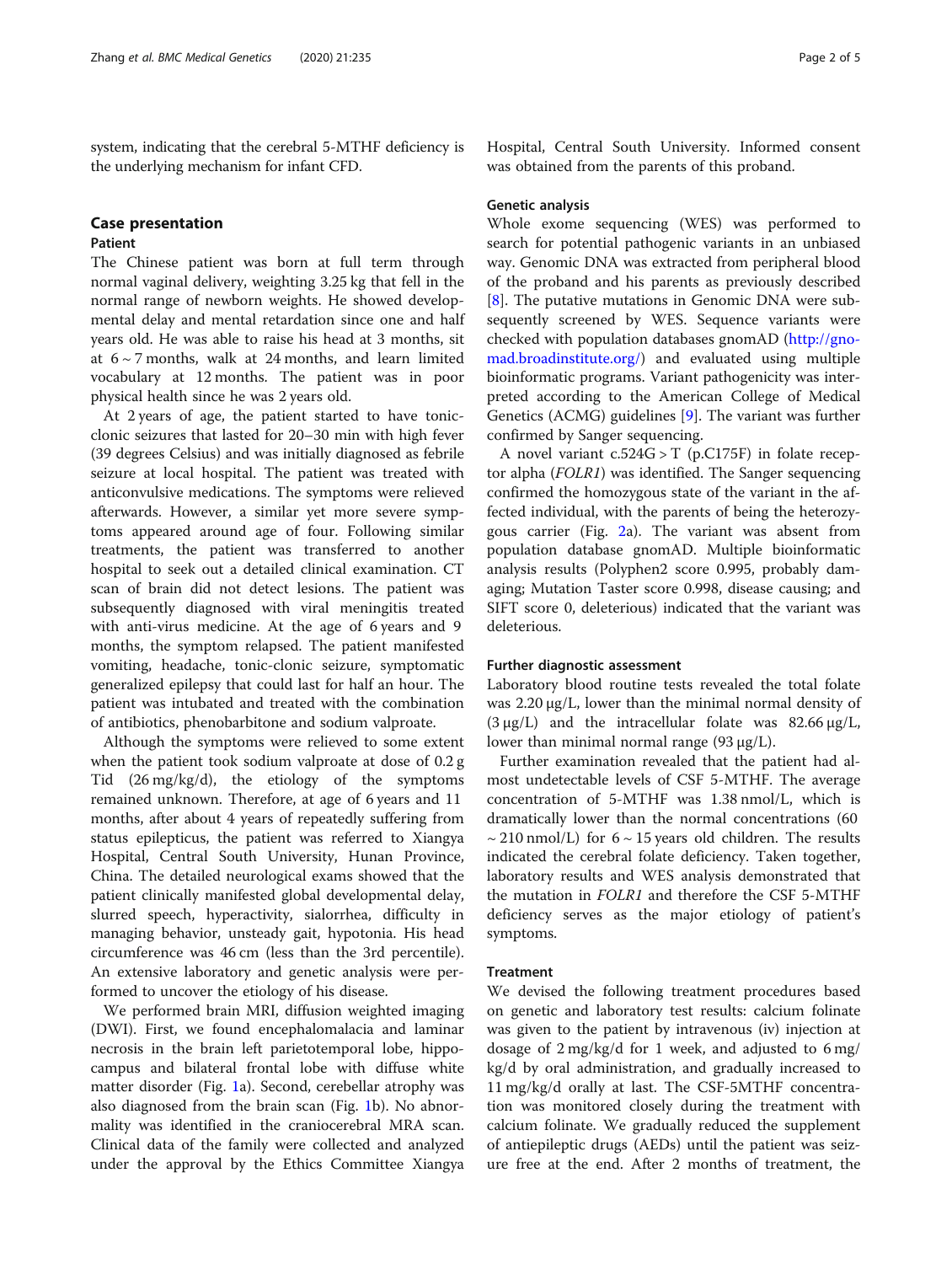system, indicating that the cerebral 5-MTHF deficiency is the underlying mechanism for infant CFD.

## Case presentation

### Patient

The Chinese patient was born at full term through normal vaginal delivery, weighting 3.25 kg that fell in the normal range of newborn weights. He showed developmental delay and mental retardation since one and half years old. He was able to raise his head at 3 months, sit at 6 ~ 7 months, walk at 24 months, and learn limited vocabulary at 12 months. The patient was in poor physical health since he was 2 years old.

At 2 years of age, the patient started to have tonic-clonic seizures that lasted for 20–30 min with high fever (39 degrees Celsius) and was initially diagnosed as febrile seizure at local hospital. The patient was treated with anticonvulsive medications. The symptoms were relieved afterwards. However, a similar yet more severe symptoms appeared around age of four. Following similar treatments, the patient was transferred to another hospital to seek out a detailed clinical examination. CT scan of brain did not detect lesions. The patient was subsequently diagnosed with viral meningitis treated with anti-virus medicine. At the age of 6 years and 9 months, the symptom relapsed. The patient manifested vomiting, headache, tonic-clonic seizure, symptomatic generalized epilepsy that could last for half an hour. The patient was intubated and treated with the combination of antibiotics, phenobarbitone and sodium valproate.

Although the symptoms were relieved to some extent when the patient took sodium valproate at dose of 0.2 g Tid (26 mg/kg/d), the etiology of the symptoms remained unknown. Therefore, at age of 6 years and 11 months, after about 4 years of repeatedly suffering from status epilepticus, the patient was referred to Xiangya Hospital, Central South University, Hunan Province, China. The detailed neurological exams showed that the patient clinically manifested global developmental delay, slurred speech, hyperactivity, sialorrhea, difficulty in managing behavior, unsteady gait, hypotonia. His head circumference was 46 cm (less than the 3rd percentile). An extensive laboratory and genetic analysis were performed to uncover the etiology of his disease.

We performed brain MRI, diffusion weighted imaging (DWI). First, we found encephalomalacia and laminar necrosis in the brain left parietotemporal lobe, hippocampus and bilateral frontal lobe with diffuse white matter disorder (Fig. 1a). Second, cerebellar atrophy was also diagnosed from the brain scan (Fig. 1b). No abnormality was identified in the craniocerebral MRA scan. Clinical data of the family were collected and analyzed under the approval by the Ethics Committee Xiangya Hospital, Central South University. Informed consent was obtained from the parents of this proband.

### Genetic analysis

Whole exome sequencing (WES) was performed to search for potential pathogenic variants in an unbiased way. Genomic DNA was extracted from peripheral blood of the proband and his parents as previously described [8]. The putative mutations in Genomic DNA were subsequently screened by WES. Sequence variants were checked with population databases gnomAD (http://gnomad.broadinstitute.org/) and evaluated using multiple bioinformatic programs. Variant pathogenicity was interpreted according to the American College of Medical Genetics (ACMG) guidelines [9]. The variant was further confirmed by Sanger sequencing.

A novel variant c.524G > T (p.C175F) in folate receptor alpha (*FOLR1*) was identified. The Sanger sequencing confirmed the homozygous state of the variant in the affected individual, with the parents of being the heterozygous carrier (Fig. 2a). The variant was absent from population database gnomAD. Multiple bioinformatic analysis results (Polyphen2 score 0.995, probably damaging; Mutation Taster score 0.998, disease causing; and SIFT score 0, deleterious) indicated that the variant was deleterious.

### Further diagnostic assessment

Laboratory blood routine tests revealed the total folate was 2.20 μg/L, lower than the minimal normal density of (3 μg/L) and the intracellular folate was 82.66 μg/L, lower than minimal normal range (93 μg/L).

Further examination revealed that the patient had almost undetectable levels of CSF 5-MTHF. The average concentration of 5-MTHF was 1.38 nmol/L, which is dramatically lower than the normal concentrations (60 ~ 210 nmol/L) for 6 ~ 15 years old children. The results indicated the cerebral folate deficiency. Taken together, laboratory results and WES analysis demonstrated that the mutation in *FOLR1* and therefore the CSF 5-MTHF deficiency serves as the major etiology of patient's symptoms.

### Treatment

We devised the following treatment procedures based on genetic and laboratory test results: calcium folinate was given to the patient by intravenous (iv) injection at dosage of 2 mg/kg/d for 1 week, and adjusted to 6 mg/kg/d by oral administration, and gradually increased to 11 mg/kg/d orally at last. The CSF-5MTHF concentration was monitored closely during the treatment with calcium folinate. We gradually reduced the supplement of antiepileptic drugs (AEDs) until the patient was seizure free at the end. After 2 months of treatment, the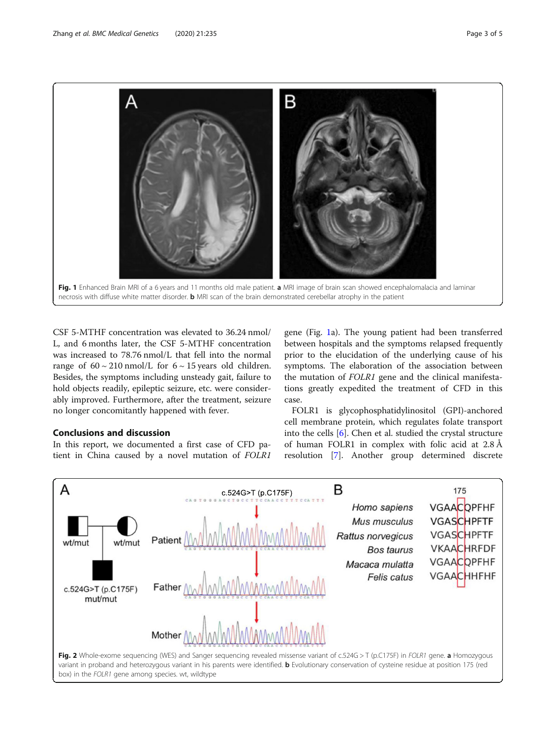Fig. 1 Enhanced Brain MRI of a 6 years and 11 months old male patient. **a** MRI image of brain scan showed encephalomalacia and laminar necrosis with diffuse white matter disorder. **b** MRI scan of the brain demonstrated cerebellar atrophy in the patient

CSF 5-MTHF concentration was elevated to 36.24 nmol/L, and 6 months later, the CSF 5-MTHF concentration was increased to 78.76 nmol/L that fell into the normal range of 60 ~ 210 nmol/L for 6 ~ 15 years old children. Besides, the symptoms including unsteady gait, failure to hold objects readily, epileptic seizure, etc. were considerably improved. Furthermore, after the treatment, seizure no longer concomitantly happened with fever.

## Conclusions and discussion

In this report, we documented a first case of CFD patient in China caused by a novel mutation of *FOLR1* gene (Fig. 1a). The young patient had been transferred between hospitals and the symptoms relapsed frequently prior to the elucidation of the underlying cause of his symptoms. The elaboration of the association between the mutation of *FOLR1* gene and the clinical manifestations greatly expedited the treatment of CFD in this case.

FOLR1 is glycophosphatidylinositol (GPI)-anchored cell membrane protein, which regulates folate transport into the cells [6]. Chen et al. studied the crystal structure of human FOLR1 in complex with folic acid at 2.8 Å resolution [7]. Another group determined discrete

Fig. 2 Whole-exome sequencing (WES) and Sanger sequencing revealed missense variant of c.524G > T (p.C175F) in *FOLR1* gene. **a** Homozygous variant in proband and heterozygous variant in his parents were identified. **b** Evolutionary conservation of cysteine residue at position 175 (red box) in the *FOLR1* gene among species. wt, wildtype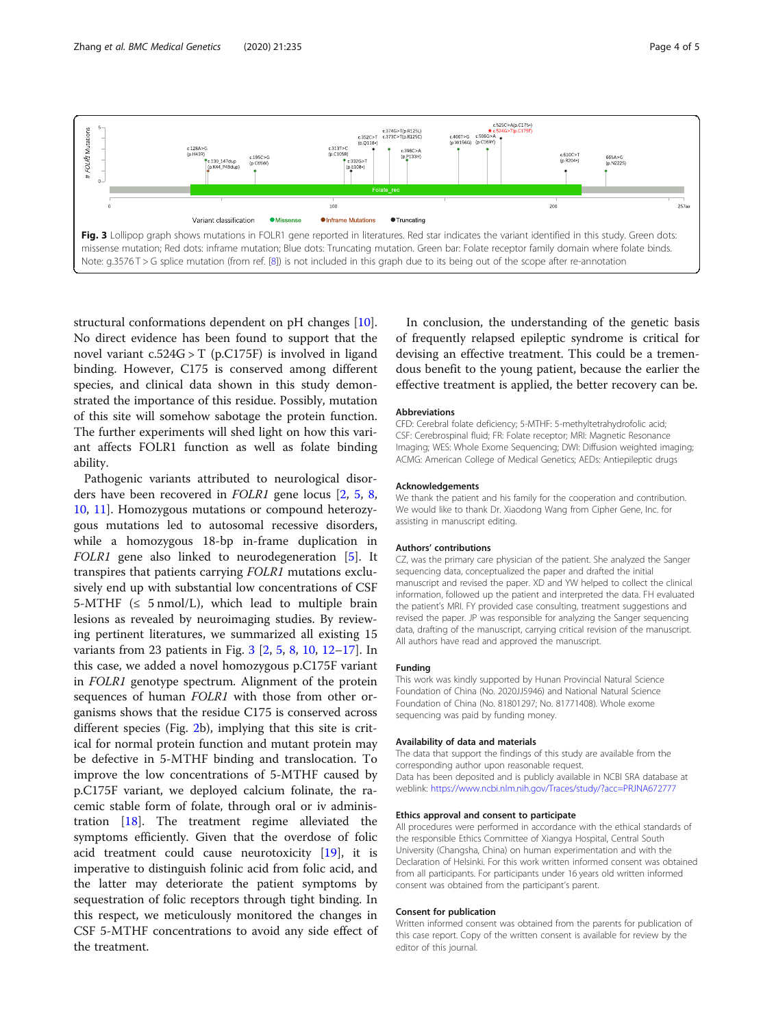**Fig. 3** Lollipop graph shows mutations in FOLR1 gene reported in literatures. Red star indicates the variant identified in this study. Green dots: missense mutation; Red dots: inframe mutation; Blue dots: Truncating mutation. Green bar: Folate receptor family domain where folate binds. Note: g.3576 T > G splice mutation (from ref. [8]) is not included in this graph due to its being out of the scope after re-annotation

structural conformations dependent on pH changes [10]. No direct evidence has been found to support that the novel variant c.524G > T (p.C175F) is involved in ligand binding. However, C175 is conserved among different species, and clinical data shown in this study demonstrated the importance of this residue. Possibly, mutation of this site will somehow sabotage the protein function. The further experiments will shed light on how this variant affects FOLR1 function as well as folate binding ability.

Pathogenic variants attributed to neurological disorders have been recovered in *FOLR1* gene locus [2, 5, 8, 10, 11]. Homozygous mutations or compound heterozygous mutations led to autosomal recessive disorders, while a homozygous 18-bp in-frame duplication in *FOLR1* gene also linked to neurodegeneration [5]. It transpires that patients carrying *FOLR1* mutations exclusively end up with substantial low concentrations of CSF 5-MTHF (≤ 5 nmol/L), which lead to multiple brain lesions as revealed by neuroimaging studies. By reviewing pertinent literatures, we summarized all existing 15 variants from 23 patients in Fig. 3 [2, 5, 8, 10, 12–17]. In this case, we added a novel homozygous p.C175F variant in *FOLR1* genotype spectrum. Alignment of the protein sequences of human *FOLR1* with those from other organisms shows that the residue C175 is conserved across different species (Fig. 2b), implying that this site is critical for normal protein function and mutant protein may be defective in 5-MTHF binding and translocation. To improve the low concentrations of 5-MTHF caused by p.C175F variant, we deployed calcium folinate, the racemic stable form of folate, through oral or iv administration [18]. The treatment regime alleviated the symptoms efficiently. Given that the overdose of folic acid treatment could cause neurotoxicity [19], it is imperative to distinguish folinic acid from folic acid, and the latter may deteriorate the patient symptoms by sequestration of folic receptors through tight binding. In this respect, we meticulously monitored the changes in CSF 5-MTHF concentrations to avoid any side effect of the treatment.

In conclusion, the understanding of the genetic basis of frequently relapsed epileptic syndrome is critical for devising an effective treatment. This could be a tremendous benefit to the young patient, because the earlier the effective treatment is applied, the better recovery can be.

### Abbreviations

CFD: Cerebral folate deficiency; 5-MTHF: 5-methyltetrahydrofolic acid; CSF: Cerebrospinal fluid; FR: Folate receptor; MRI: Magnetic Resonance Imaging; WES: Whole Exome Sequencing; DWI: Diffusion weighted imaging; ACMG: American College of Medical Genetics; AEDs: Antiepileptic drugs

### Acknowledgements

We thank the patient and his family for the cooperation and contribution. We would like to thank Dr. Xiaodong Wang from Cipher Gene, Inc. for assisting in manuscript editing.

### Authors' contributions

CZ, was the primary care physician of the patient. She analyzed the Sanger sequencing data, conceptualized the paper and drafted the initial manuscript and revised the paper. XD and YW helped to collect the clinical information, followed up the patient and interpreted the data. FH evaluated the patient's MRI. FY provided case consulting, treatment suggestions and revised the paper. JP was responsible for analyzing the Sanger sequencing data, drafting of the manuscript, carrying critical revision of the manuscript. All authors have read and approved the manuscript.

### Funding

This work was kindly supported by Hunan Provincial Natural Science Foundation of China (No. 2020JJ5946) and National Natural Science Foundation of China (No. 81801297; No. 81771408). Whole exome sequencing was paid by funding money.

### Availability of data and materials

The data that support the findings of this study are available from the corresponding author upon reasonable request.
Data has been deposited and is publicly available in NCBI SRA database at weblink: https://www.ncbi.nlm.nih.gov/Traces/study/?acc=PRJNA672777

### Ethics approval and consent to participate

All procedures were performed in accordance with the ethical standards of the responsible Ethics Committee of Xiangya Hospital, Central South University (Changsha, China) on human experimentation and with the Declaration of Helsinki. For this work written informed consent was obtained from all participants. For participants under 16 years old written informed consent was obtained from the participant's parent.

### Consent for publication

Written informed consent was obtained from the parents for publication of this case report. Copy of the written consent is available for review by the editor of this journal.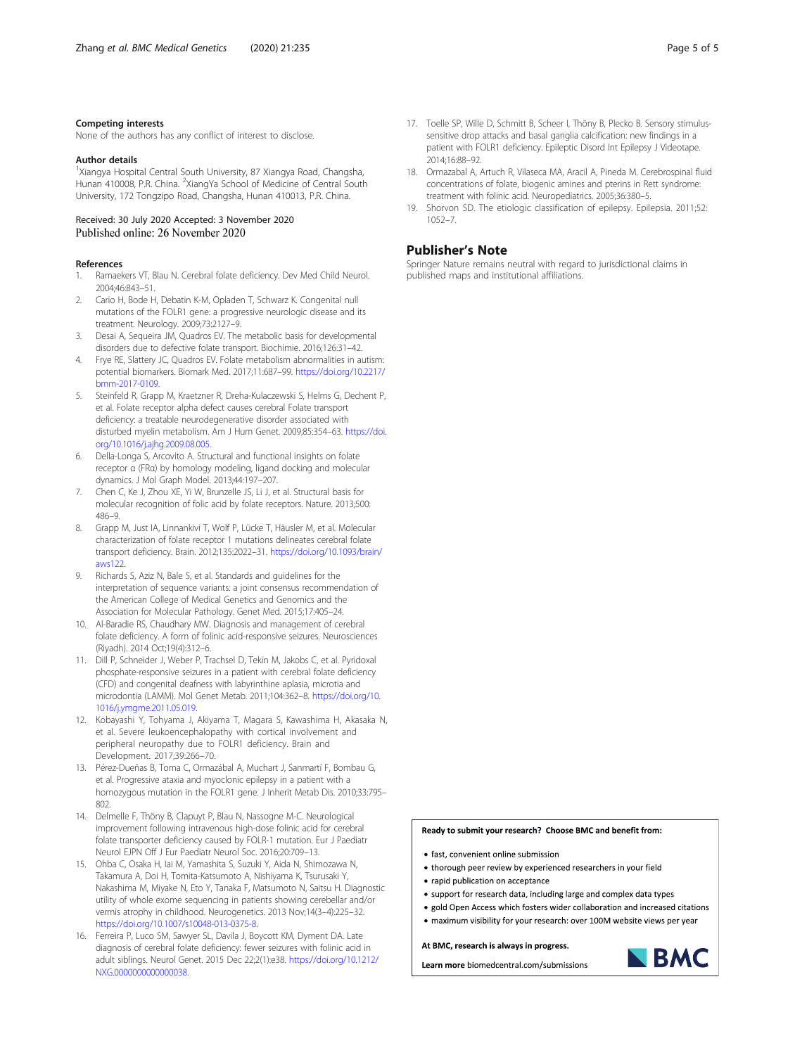### Competing interests

None of the authors has any conflict of interest to disclose.

### Author details

[1]Xiangya Hospital Central South University, 87 Xiangya Road, Changsha, Hunan 410008, P.R. China. [2]XiangYa School of Medicine of Central South University, 172 Tongzipo Road, Changsha, Hunan 410013, P.R. China.

Received: 30 July 2020 Accepted: 3 November 2020
Published online: 26 November 2020

### References

1. Ramaekers VT, Blau N. Cerebral folate deficiency. Dev Med Child Neurol. 2004;46:843–51.
2. Cario H, Bode H, Debatin K-M, Opladen T, Schwarz K. Congenital null mutations of the FOLR1 gene: a progressive neurologic disease and its treatment. Neurology. 2009;73:2127–9.
3. Desai A, Sequeira JM, Quadros EV. The metabolic basis for developmental disorders due to defective folate transport. Biochimie. 2016;126:31–42.
4. Frye RE, Slattery JC, Quadros EV. Folate metabolism abnormalities in autism: potential biomarkers. Biomark Med. 2017;11:687–99. https://doi.org/10.2217/bmm-2017-0109.
5. Steinfeld R, Grapp M, Kraetzner R, Dreha-Kulaczewski S, Helms G, Dechent P, et al. Folate receptor alpha defect causes cerebral Folate transport deficiency: a treatable neurodegenerative disorder associated with disturbed myelin metabolism. Am J Hum Genet. 2009;85:354–63. https://doi.org/10.1016/j.ajhg.2009.08.005.
6. Della-Longa S, Arcovito A. Structural and functional insights on folate receptor α (FRα) by homology modeling, ligand docking and molecular dynamics. J Mol Graph Model. 2013;44:197–207.
7. Chen C, Ke J, Zhou XE, Yi W, Brunzelle JS, Li J, et al. Structural basis for molecular recognition of folic acid by folate receptors. Nature. 2013;500:486–9.
8. Grapp M, Just IA, Linnankivi T, Wolf P, Lücke T, Häusler M, et al. Molecular characterization of folate receptor 1 mutations delineates cerebral folate transport deficiency. Brain. 2012;135:2022–31. https://doi.org/10.1093/brain/aws122.
9. Richards S, Aziz N, Bale S, et al. Standards and guidelines for the interpretation of sequence variants: a joint consensus recommendation of the American College of Medical Genetics and Genomics and the Association for Molecular Pathology. Genet Med. 2015;17:405–24.
10. Al-Baradie RS, Chaudhary MW. Diagnosis and management of cerebral folate deficiency. A form of folinic acid-responsive seizures. Neurosciences (Riyadh). 2014 Oct;19(4):312–6.
11. Dill P, Schneider J, Weber P, Trachsel D, Tekin M, Jakobs C, et al. Pyridoxal phosphate-responsive seizures in a patient with cerebral folate deficiency (CFD) and congenital deafness with labyrinthine aplasia, microtia and microdontia (LAMM). Mol Genet Metab. 2011;104:362–8. https://doi.org/10.1016/j.ymgme.2011.05.019.
12. Kobayashi Y, Tohyama J, Akiyama T, Magara S, Kawashima H, Akasaka N, et al. Severe leukoencephalopathy with cortical involvement and peripheral neuropathy due to FOLR1 deficiency. Brain and Development. 2017;39:266–70.
13. Pérez-Dueñas B, Toma C, Ormazábal A, Muchart J, Sanmartí F, Bombau G, et al. Progressive ataxia and myoclonic epilepsy in a patient with a homozygous mutation in the FOLR1 gene. J Inherit Metab Dis. 2010;33:795–802.
14. Delmelle F, Thöny B, Clapuyt P, Blau N, Nassogne M-C. Neurological improvement following intravenous high-dose folinic acid for cerebral folate transporter deficiency caused by FOLR-1 mutation. Eur J Paediatr Neurol EJPN Off J Eur Paediatr Neurol Soc. 2016;20:709–13.
15. Ohba C, Osaka H, Iai M, Yamashita S, Suzuki Y, Aida N, Shimozawa N, Takamura A, Doi H, Tomita-Katsumoto A, Nishiyama K, Tsurusaki Y, Nakashima M, Miyake N, Eto Y, Tanaka F, Matsumoto N, Saitsu H. Diagnostic utility of whole exome sequencing in patients showing cerebellar and/or vermis atrophy in childhood. Neurogenetics. 2013 Nov;14(3–4):225–32. https://doi.org/10.1007/s10048-013-0375-8.
16. Ferreira P, Luco SM, Sawyer SL, Davila J, Boycott KM, Dyment DA. Late diagnosis of cerebral folate deficiency: fewer seizures with folinic acid in adult siblings. Neurol Genet. 2015 Dec 22;2(1):e38. https://doi.org/10.1212/NXG.0000000000000038.
17. Toelle SP, Wille D, Schmitt B, Scheer I, Thöny B, Plecko B. Sensory stimulus-sensitive drop attacks and basal ganglia calcification: new findings in a patient with FOLR1 deficiency. Epileptic Disord Int Epilepsy J Videotape. 2014;16:88–92.
18. Ormazabal A, Artuch R, Vilaseca MA, Aracil A, Pineda M. Cerebrospinal fluid concentrations of folate, biogenic amines and pterins in Rett syndrome: treatment with folinic acid. Neuropediatrics. 2005;36:380–5.
19. Shorvon SD. The etiologic classification of epilepsy. Epilepsia. 2011;52:1052–7.

## Publisher's Note

Springer Nature remains neutral with regard to jurisdictional claims in published maps and institutional affiliations.

**Ready to submit your research? Choose BMC and benefit from:**

- fast, convenient online submission
- thorough peer review by experienced researchers in your field
- rapid publication on acceptance
- support for research data, including large and complex data types
- gold Open Access which fosters wider collaboration and increased citations
- maximum visibility for your research: over 100M website views per year

**At BMC, research is always in progress.**

**Learn more** biomedcentral.com/submissions

BMC